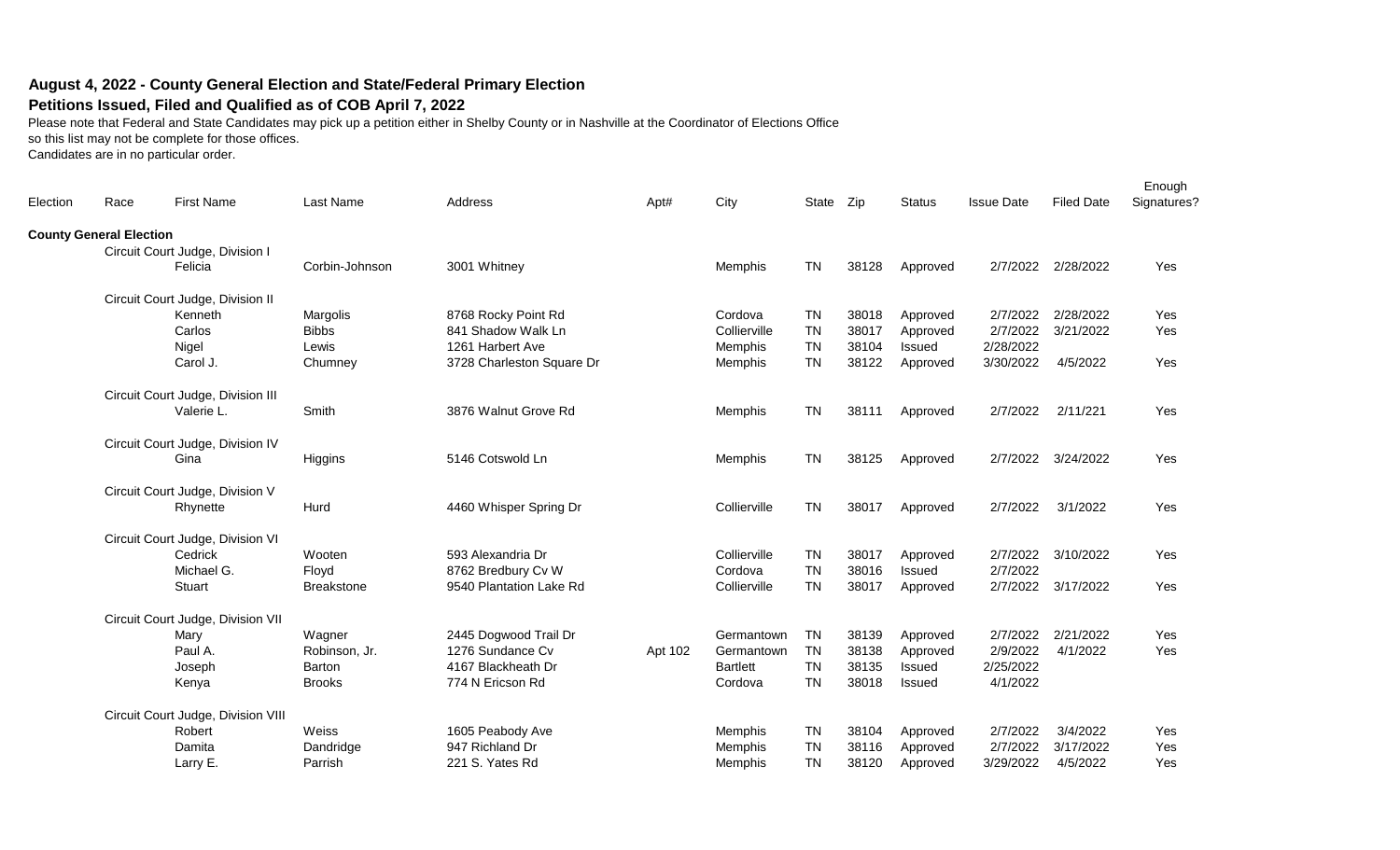## August 4, 2022 - County General Election and State/Federal Primary Election

### Petitions Issued, Filed and Qualified as of COB April 7, 2022

Please note that Federal and State Candidates may pick up a petition either in Shelby County or in Nashville at the Coordinator of Elections Office so this list may not be complete for those offices.
Candidates are in no particular order.

| Election | Race | First Name | Last Name | Address | Apt# | City | State | Zip | Status | Issue Date | Filed Date | Enough Signatures? |
|---|---|---|---|---|---|---|---|---|---|---|---|---|
| **County General Election** | | | | | | | | | | | | |
| | Circuit Court Judge, Division I | | | | | | | | | | | |
| | | Felicia | Corbin-Johnson | 3001 Whitney | | Memphis | TN | 38128 | Approved | 2/7/2022 | 2/28/2022 | Yes |
| | Circuit Court Judge, Division II | | | | | | | | | | | |
| | | Kenneth | Margolis | 8768 Rocky Point Rd | | Cordova | TN | 38018 | Approved | 2/7/2022 | 2/28/2022 | Yes |
| | | Carlos | Bibbs | 841 Shadow Walk Ln | | Collierville | TN | 38017 | Approved | 2/7/2022 | 3/21/2022 | Yes |
| | | Nigel | Lewis | 1261 Harbert Ave | | Memphis | TN | 38104 | Issued | 2/28/2022 | | |
| | | Carol J. | Chumney | 3728 Charleston Square Dr | | Memphis | TN | 38122 | Approved | 3/30/2022 | 4/5/2022 | Yes |
| | Circuit Court Judge, Division III | | | | | | | | | | | |
| | | Valerie L. | Smith | 3876 Walnut Grove Rd | | Memphis | TN | 38111 | Approved | 2/7/2022 | 2/11/221 | Yes |
| | Circuit Court Judge, Division IV | | | | | | | | | | | |
| | | Gina | Higgins | 5146 Cotswold Ln | | Memphis | TN | 38125 | Approved | 2/7/2022 | 3/24/2022 | Yes |
| | Circuit Court Judge, Division V | | | | | | | | | | | |
| | | Rhynette | Hurd | 4460 Whisper Spring Dr | | Collierville | TN | 38017 | Approved | 2/7/2022 | 3/1/2022 | Yes |
| | Circuit Court Judge, Division VI | | | | | | | | | | | |
| | | Cedrick | Wooten | 593 Alexandria Dr | | Collierville | TN | 38017 | Approved | 2/7/2022 | 3/10/2022 | Yes |
| | | Michael G. | Floyd | 8762 Bredbury Cv W | | Cordova | TN | 38016 | Issued | 2/7/2022 | | |
| | | Stuart | Breakstone | 9540 Plantation Lake Rd | | Collierville | TN | 38017 | Approved | 2/7/2022 | 3/17/2022 | Yes |
| | Circuit Court Judge, Division VII | | | | | | | | | | | |
| | | Mary | Wagner | 2445 Dogwood Trail Dr | | Germantown | TN | 38139 | Approved | 2/7/2022 | 2/21/2022 | Yes |
| | | Paul A. | Robinson, Jr. | 1276 Sundance Cv | Apt 102 | Germantown | TN | 38138 | Approved | 2/9/2022 | 4/1/2022 | Yes |
| | | Joseph | Barton | 4167 Blackheath Dr | | Bartlett | TN | 38135 | Issued | 2/25/2022 | | |
| | | Kenya | Brooks | 774 N Ericson Rd | | Cordova | TN | 38018 | Issued | 4/1/2022 | | |
| | Circuit Court Judge, Division VIII | | | | | | | | | | | |
| | | Robert | Weiss | 1605 Peabody Ave | | Memphis | TN | 38104 | Approved | 2/7/2022 | 3/4/2022 | Yes |
| | | Damita | Dandridge | 947 Richland Dr | | Memphis | TN | 38116 | Approved | 2/7/2022 | 3/17/2022 | Yes |
| | | Larry E. | Parrish | 221 S. Yates Rd | | Memphis | TN | 38120 | Approved | 3/29/2022 | 4/5/2022 | Yes |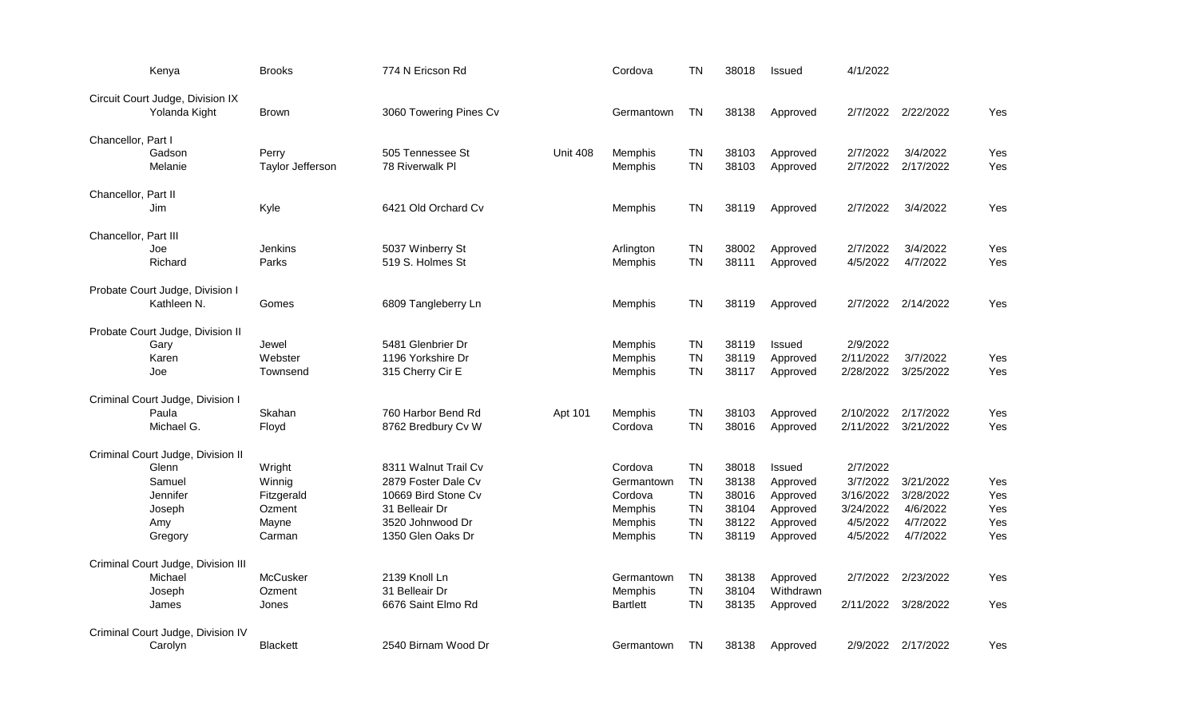| Office | First Name | Last Name | Address | Address 2 | City | State | Zip | Status | Date 1 | Date 2 | Flag |
|---|---|---|---|---|---|---|---|---|---|---|---|
| | Kenya | Brooks | 774 N Ericson Rd | | Cordova | TN | 38018 | Issued | 4/1/2022 | | |
| Circuit Court Judge, Division IX | | | | | | | | | | | |
| | Yolanda Kight | Brown | 3060 Towering Pines Cv | | Germantown | TN | 38138 | Approved | 2/7/2022 | 2/22/2022 | Yes |
| Chancellor, Part I | | | | | | | | | | | |
| | Gadson | Perry | 505 Tennessee St | Unit 408 | Memphis | TN | 38103 | Approved | 2/7/2022 | 3/4/2022 | Yes |
| | Melanie | Taylor Jefferson | 78 Riverwalk Pl | | Memphis | TN | 38103 | Approved | 2/7/2022 | 2/17/2022 | Yes |
| Chancellor, Part II | | | | | | | | | | | |
| | Jim | Kyle | 6421 Old Orchard Cv | | Memphis | TN | 38119 | Approved | 2/7/2022 | 3/4/2022 | Yes |
| Chancellor, Part III | | | | | | | | | | | |
| | Joe | Jenkins | 5037 Winberry St | | Arlington | TN | 38002 | Approved | 2/7/2022 | 3/4/2022 | Yes |
| | Richard | Parks | 519 S. Holmes St | | Memphis | TN | 38111 | Approved | 4/5/2022 | 4/7/2022 | Yes |
| Probate Court Judge, Division I | | | | | | | | | | | |
| | Kathleen N. | Gomes | 6809 Tangleberry Ln | | Memphis | TN | 38119 | Approved | 2/7/2022 | 2/14/2022 | Yes |
| Probate Court Judge, Division II | | | | | | | | | | | |
| | Gary | Jewel | 5481 Glenbrier Dr | | Memphis | TN | 38119 | Issued | 2/9/2022 | | |
| | Karen | Webster | 1196 Yorkshire Dr | | Memphis | TN | 38119 | Approved | 2/11/2022 | 3/7/2022 | Yes |
| | Joe | Townsend | 315 Cherry Cir E | | Memphis | TN | 38117 | Approved | 2/28/2022 | 3/25/2022 | Yes |
| Criminal Court Judge, Division I | | | | | | | | | | | |
| | Paula | Skahan | 760 Harbor Bend Rd | Apt 101 | Memphis | TN | 38103 | Approved | 2/10/2022 | 2/17/2022 | Yes |
| | Michael G. | Floyd | 8762 Bredbury Cv W | | Cordova | TN | 38016 | Approved | 2/11/2022 | 3/21/2022 | Yes |
| Criminal Court Judge, Division II | | | | | | | | | | | |
| | Glenn | Wright | 8311 Walnut Trail Cv | | Cordova | TN | 38018 | Issued | 2/7/2022 | | |
| | Samuel | Winnig | 2879 Foster Dale Cv | | Germantown | TN | 38138 | Approved | 3/7/2022 | 3/21/2022 | Yes |
| | Jennifer | Fitzgerald | 10669 Bird Stone Cv | | Cordova | TN | 38016 | Approved | 3/16/2022 | 3/28/2022 | Yes |
| | Joseph | Ozment | 31 Belleair Dr | | Memphis | TN | 38104 | Approved | 3/24/2022 | 4/6/2022 | Yes |
| | Amy | Mayne | 3520 Johnwood Dr | | Memphis | TN | 38122 | Approved | 4/5/2022 | 4/7/2022 | Yes |
| | Gregory | Carman | 1350 Glen Oaks Dr | | Memphis | TN | 38119 | Approved | 4/5/2022 | 4/7/2022 | Yes |
| Criminal Court Judge, Division III | | | | | | | | | | | |
| | Michael | McCusker | 2139 Knoll Ln | | Germantown | TN | 38138 | Approved | 2/7/2022 | 2/23/2022 | Yes |
| | Joseph | Ozment | 31 Belleair Dr | | Memphis | TN | 38104 | Withdrawn | | | |
| | James | Jones | 6676 Saint Elmo Rd | | Bartlett | TN | 38135 | Approved | 2/11/2022 | 3/28/2022 | Yes |
| Criminal Court Judge, Division IV | | | | | | | | | | | |
| | Carolyn | Blackett | 2540 Birnam Wood Dr | | Germantown | TN | 38138 | Approved | 2/9/2022 | 2/17/2022 | Yes |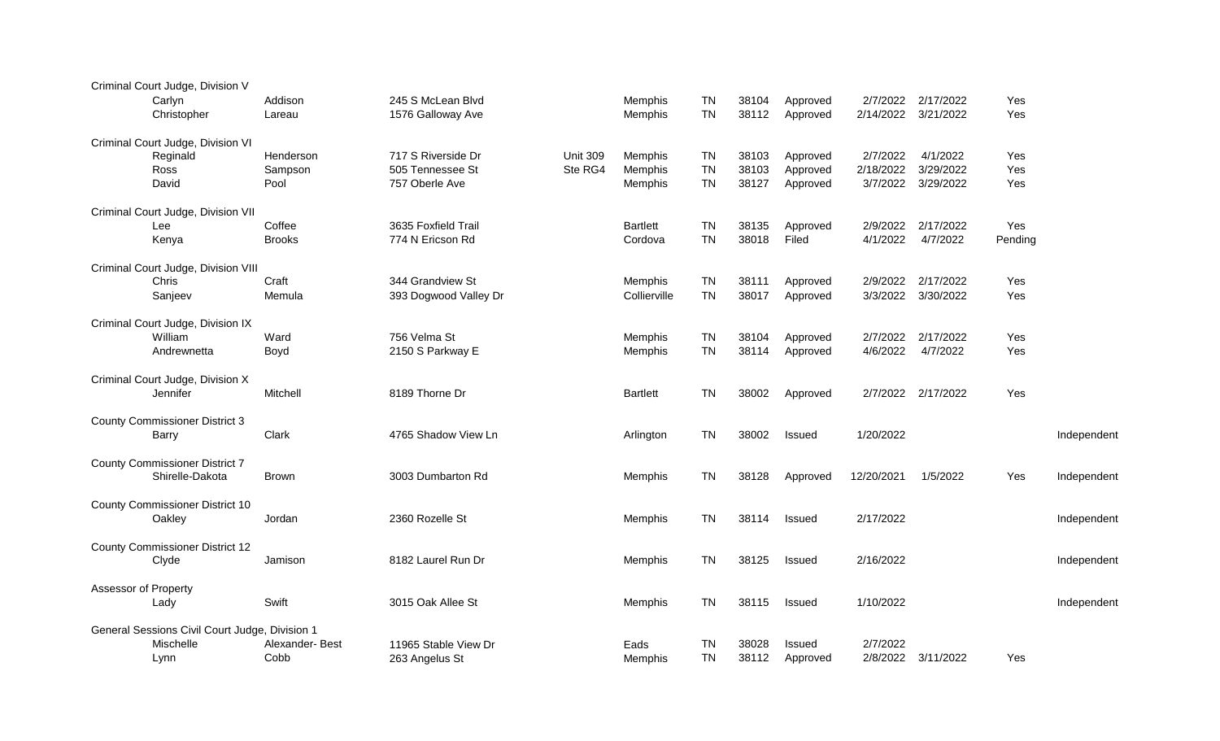| Office | First Name | Last Name | Address | Unit | City | State | Zip | Status | Date 1 | Date 2 | Qualified | Party |
|---|---|---|---|---|---|---|---|---|---|---|---|---|
| Criminal Court Judge, Division V | | | | | | | | | | | | |
| | Carlyn | Addison | 245 S McLean Blvd | | Memphis | TN | 38104 | Approved | 2/7/2022 | 2/17/2022 | Yes | |
| | Christopher | Lareau | 1576 Galloway Ave | | Memphis | TN | 38112 | Approved | 2/14/2022 | 3/21/2022 | Yes | |
| Criminal Court Judge, Division VI | | | | | | | | | | | | |
| | Reginald | Henderson | 717 S Riverside Dr | Unit 309 | Memphis | TN | 38103 | Approved | 2/7/2022 | 4/1/2022 | Yes | |
| | Ross | Sampson | 505 Tennessee St | Ste RG4 | Memphis | TN | 38103 | Approved | 2/18/2022 | 3/29/2022 | Yes | |
| | David | Pool | 757 Oberle Ave | | Memphis | TN | 38127 | Approved | 3/7/2022 | 3/29/2022 | Yes | |
| Criminal Court Judge, Division VII | | | | | | | | | | | | |
| | Lee | Coffee | 3635 Foxfield Trail | | Bartlett | TN | 38135 | Approved | 2/9/2022 | 2/17/2022 | Yes | |
| | Kenya | Brooks | 774 N Ericson Rd | | Cordova | TN | 38018 | Filed | 4/1/2022 | 4/7/2022 | Pending | |
| Criminal Court Judge, Division VIII | | | | | | | | | | | | |
| | Chris | Craft | 344 Grandview St | | Memphis | TN | 38111 | Approved | 2/9/2022 | 2/17/2022 | Yes | |
| | Sanjeev | Memula | 393 Dogwood Valley Dr | | Collierville | TN | 38017 | Approved | 3/3/2022 | 3/30/2022 | Yes | |
| Criminal Court Judge, Division IX | | | | | | | | | | | | |
| | William | Ward | 756 Velma St | | Memphis | TN | 38104 | Approved | 2/7/2022 | 2/17/2022 | Yes | |
| | Andrewnetta | Boyd | 2150 S Parkway E | | Memphis | TN | 38114 | Approved | 4/6/2022 | 4/7/2022 | Yes | |
| Criminal Court Judge, Division X | | | | | | | | | | | | |
| | Jennifer | Mitchell | 8189 Thorne Dr | | Bartlett | TN | 38002 | Approved | 2/7/2022 | 2/17/2022 | Yes | |
| County Commissioner District 3 | | | | | | | | | | | | |
| | Barry | Clark | 4765 Shadow View Ln | | Arlington | TN | 38002 | Issued | 1/20/2022 | | | Independent |
| County Commissioner District 7 | | | | | | | | | | | | |
| | Shirelle-Dakota | Brown | 3003 Dumbarton Rd | | Memphis | TN | 38128 | Approved | 12/20/2021 | 1/5/2022 | Yes | Independent |
| County Commissioner District 10 | | | | | | | | | | | | |
| | Oakley | Jordan | 2360 Rozelle St | | Memphis | TN | 38114 | Issued | 2/17/2022 | | | Independent |
| County Commissioner District 12 | | | | | | | | | | | | |
| | Clyde | Jamison | 8182 Laurel Run Dr | | Memphis | TN | 38125 | Issued | 2/16/2022 | | | Independent |
| Assessor of Property | | | | | | | | | | | | |
| | Lady | Swift | 3015 Oak Allee St | | Memphis | TN | 38115 | Issued | 1/10/2022 | | | Independent |
| General Sessions Civil Court Judge, Division 1 | | | | | | | | | | | | |
| | Mischelle | Alexander- Best | 11965 Stable View Dr | | Eads | TN | 38028 | Issued | 2/7/2022 | | | |
| | Lynn | Cobb | 263 Angelus St | | Memphis | TN | 38112 | Approved | 2/8/2022 | 3/11/2022 | Yes | |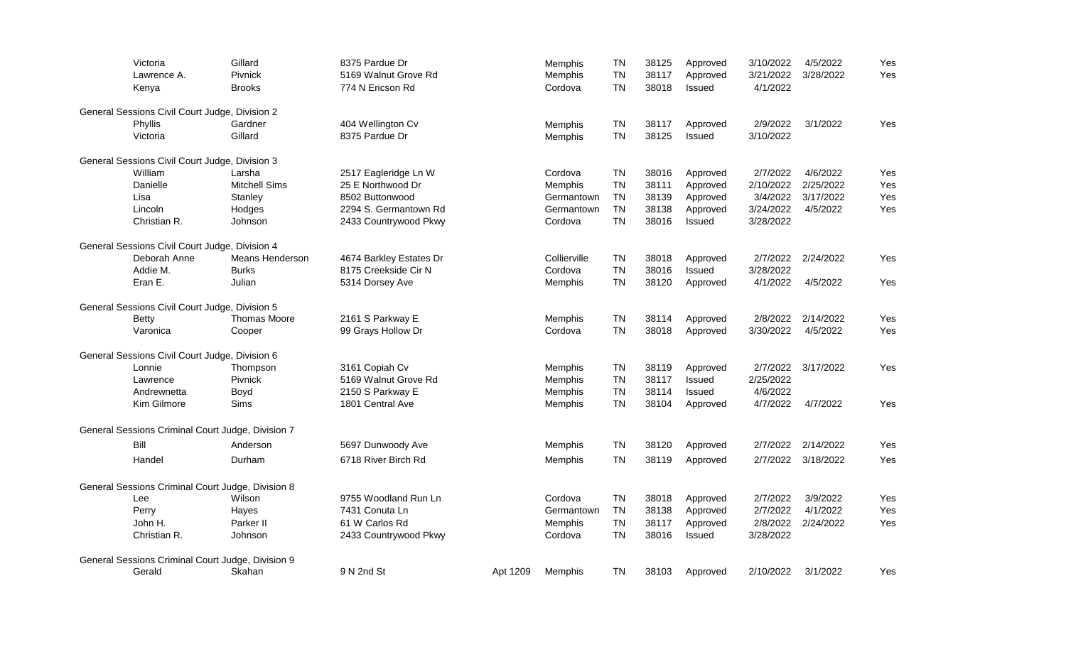| | First Name | Last Name | Address | Address 2 | City | State | Zip | Status | Date 1 | Date 2 | |
|---|---|---|---|---|---|---|---|---|---|---|---|
| | Victoria | Gillard | 8375 Pardue Dr | | Memphis | TN | 38125 | Approved | 3/10/2022 | 4/5/2022 | Yes |
| | Lawrence A. | Pivnick | 5169 Walnut Grove Rd | | Memphis | TN | 38117 | Approved | 3/21/2022 | 3/28/2022 | Yes |
| | Kenya | Brooks | 774 N Ericson Rd | | Cordova | TN | 38018 | Issued | 4/1/2022 | | |
| General Sessions Civil Court Judge, Division 2 | | | | | | | | | | | |
| | Phyllis | Gardner | 404 Wellington Cv | | Memphis | TN | 38117 | Approved | 2/9/2022 | 3/1/2022 | Yes |
| | Victoria | Gillard | 8375 Pardue Dr | | Memphis | TN | 38125 | Issued | 3/10/2022 | | |
| General Sessions Civil Court Judge, Division 3 | | | | | | | | | | | |
| | William | Larsha | 2517 Eagleridge Ln W | | Cordova | TN | 38016 | Approved | 2/7/2022 | 4/6/2022 | Yes |
| | Danielle | Mitchell Sims | 25 E Northwood Dr | | Memphis | TN | 38111 | Approved | 2/10/2022 | 2/25/2022 | Yes |
| | Lisa | Stanley | 8502 Buttonwood | | Germantown | TN | 38139 | Approved | 3/4/2022 | 3/17/2022 | Yes |
| | Lincoln | Hodges | 2294 S. Germantown Rd | | Germantown | TN | 38138 | Approved | 3/24/2022 | 4/5/2022 | Yes |
| | Christian R. | Johnson | 2433 Countrywood Pkwy | | Cordova | TN | 38016 | Issued | 3/28/2022 | | |
| General Sessions Civil Court Judge, Division 4 | | | | | | | | | | | |
| | Deborah Anne | Means Henderson | 4674 Barkley Estates Dr | | Collierville | TN | 38018 | Approved | 2/7/2022 | 2/24/2022 | Yes |
| | Addie M. | Burks | 8175 Creekside Cir N | | Cordova | TN | 38016 | Issued | 3/28/2022 | | |
| | Eran E. | Julian | 5314 Dorsey Ave | | Memphis | TN | 38120 | Approved | 4/1/2022 | 4/5/2022 | Yes |
| General Sessions Civil Court Judge, Division 5 | | | | | | | | | | | |
| | Betty | Thomas Moore | 2161 S Parkway E | | Memphis | TN | 38114 | Approved | 2/8/2022 | 2/14/2022 | Yes |
| | Varonica | Cooper | 99 Grays Hollow Dr | | Cordova | TN | 38018 | Approved | 3/30/2022 | 4/5/2022 | Yes |
| General Sessions Civil Court Judge, Division 6 | | | | | | | | | | | |
| | Lonnie | Thompson | 3161 Copiah Cv | | Memphis | TN | 38119 | Approved | 2/7/2022 | 3/17/2022 | Yes |
| | Lawrence | Pivnick | 5169 Walnut Grove Rd | | Memphis | TN | 38117 | Issued | 2/25/2022 | | |
| | Andrewnetta | Boyd | 2150 S Parkway E | | Memphis | TN | 38114 | Issued | 4/6/2022 | | |
| | Kim Gilmore | Sims | 1801 Central Ave | | Memphis | TN | 38104 | Approved | 4/7/2022 | 4/7/2022 | Yes |
| General Sessions Criminal Court Judge, Division 7 | | | | | | | | | | | |
| | Bill | Anderson | 5697 Dunwoody Ave | | Memphis | TN | 38120 | Approved | 2/7/2022 | 2/14/2022 | Yes |
| | Handel | Durham | 6718 River Birch Rd | | Memphis | TN | 38119 | Approved | 2/7/2022 | 3/18/2022 | Yes |
| General Sessions Criminal Court Judge, Division 8 | | | | | | | | | | | |
| | Lee | Wilson | 9755 Woodland Run Ln | | Cordova | TN | 38018 | Approved | 2/7/2022 | 3/9/2022 | Yes |
| | Perry | Hayes | 7431 Conuta Ln | | Germantown | TN | 38138 | Approved | 2/7/2022 | 4/1/2022 | Yes |
| | John H. | Parker II | 61 W Carlos Rd | | Memphis | TN | 38117 | Approved | 2/8/2022 | 2/24/2022 | Yes |
| | Christian R. | Johnson | 2433 Countrywood Pkwy | | Cordova | TN | 38016 | Issued | 3/28/2022 | | |
| General Sessions Criminal Court Judge, Division 9 | | | | | | | | | | | |
| | Gerald | Skahan | 9 N 2nd St | Apt 1209 | Memphis | TN | 38103 | Approved | 2/10/2022 | 3/1/2022 | Yes |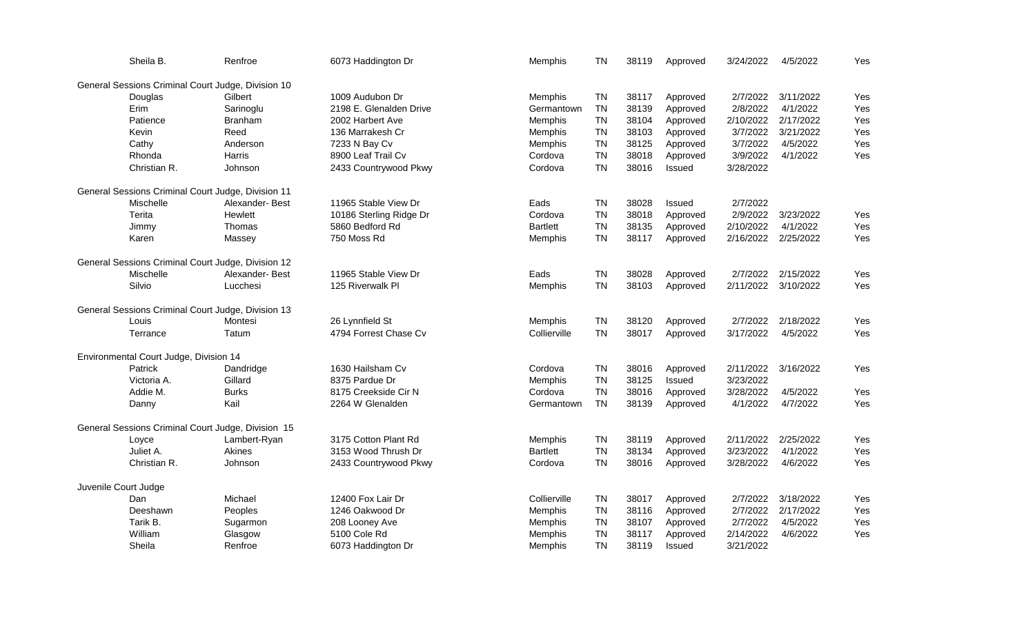| First Name | Last Name | Address | City | State | Zip | Status | Date 1 | Date 2 | |
|---|---|---|---|---|---|---|---|---|---|
| Sheila B. | Renfroe | 6073 Haddington Dr | Memphis | TN | 38119 | Approved | 3/24/2022 | 4/5/2022 | Yes |
| **General Sessions Criminal Court Judge, Division 10** | | | | | | | | | |
| Douglas | Gilbert | 1009 Audubon Dr | Memphis | TN | 38117 | Approved | 2/7/2022 | 3/11/2022 | Yes |
| Erim | Sarinoglu | 2198 E. Glenalden Drive | Germantown | TN | 38139 | Approved | 2/8/2022 | 4/1/2022 | Yes |
| Patience | Branham | 2002 Harbert Ave | Memphis | TN | 38104 | Approved | 2/10/2022 | 2/17/2022 | Yes |
| Kevin | Reed | 136 Marrakesh Cr | Memphis | TN | 38103 | Approved | 3/7/2022 | 3/21/2022 | Yes |
| Cathy | Anderson | 7233 N Bay Cv | Memphis | TN | 38125 | Approved | 3/7/2022 | 4/5/2022 | Yes |
| Rhonda | Harris | 8900 Leaf Trail Cv | Cordova | TN | 38018 | Approved | 3/9/2022 | 4/1/2022 | Yes |
| Christian R. | Johnson | 2433 Countrywood Pkwy | Cordova | TN | 38016 | Issued | 3/28/2022 | | |
| **General Sessions Criminal Court Judge, Division 11** | | | | | | | | | |
| Mischelle | Alexander- Best | 11965 Stable View Dr | Eads | TN | 38028 | Issued | 2/7/2022 | | |
| Terita | Hewlett | 10186 Sterling Ridge Dr | Cordova | TN | 38018 | Approved | 2/9/2022 | 3/23/2022 | Yes |
| Jimmy | Thomas | 5860 Bedford Rd | Bartlett | TN | 38135 | Approved | 2/10/2022 | 4/1/2022 | Yes |
| Karen | Massey | 750 Moss Rd | Memphis | TN | 38117 | Approved | 2/16/2022 | 2/25/2022 | Yes |
| **General Sessions Criminal Court Judge, Division 12** | | | | | | | | | |
| Mischelle | Alexander- Best | 11965 Stable View Dr | Eads | TN | 38028 | Approved | 2/7/2022 | 2/15/2022 | Yes |
| Silvio | Lucchesi | 125 Riverwalk Pl | Memphis | TN | 38103 | Approved | 2/11/2022 | 3/10/2022 | Yes |
| **General Sessions Criminal Court Judge, Division 13** | | | | | | | | | |
| Louis | Montesi | 26 Lynnfield St | Memphis | TN | 38120 | Approved | 2/7/2022 | 2/18/2022 | Yes |
| Terrance | Tatum | 4794 Forrest Chase Cv | Collierville | TN | 38017 | Approved | 3/17/2022 | 4/5/2022 | Yes |
| **Environmental Court Judge, Division 14** | | | | | | | | | |
| Patrick | Dandridge | 1630 Hailsham Cv | Cordova | TN | 38016 | Approved | 2/11/2022 | 3/16/2022 | Yes |
| Victoria A. | Gillard | 8375 Pardue Dr | Memphis | TN | 38125 | Issued | 3/23/2022 | | |
| Addie M. | Burks | 8175 Creekside Cir N | Cordova | TN | 38016 | Approved | 3/28/2022 | 4/5/2022 | Yes |
| Danny | Kail | 2264 W Glenalden | Germantown | TN | 38139 | Approved | 4/1/2022 | 4/7/2022 | Yes |
| **General Sessions Criminal Court Judge, Division 15** | | | | | | | | | |
| Loyce | Lambert-Ryan | 3175 Cotton Plant Rd | Memphis | TN | 38119 | Approved | 2/11/2022 | 2/25/2022 | Yes |
| Juliet A. | Akines | 3153 Wood Thrush Dr | Bartlett | TN | 38134 | Approved | 3/23/2022 | 4/1/2022 | Yes |
| Christian R. | Johnson | 2433 Countrywood Pkwy | Cordova | TN | 38016 | Approved | 3/28/2022 | 4/6/2022 | Yes |
| **Juvenile Court Judge** | | | | | | | | | |
| Dan | Michael | 12400 Fox Lair Dr | Collierville | TN | 38017 | Approved | 2/7/2022 | 3/18/2022 | Yes |
| Deeshawn | Peoples | 1246 Oakwood Dr | Memphis | TN | 38116 | Approved | 2/7/2022 | 2/17/2022 | Yes |
| Tarik B. | Sugarmon | 208 Looney Ave | Memphis | TN | 38107 | Approved | 2/7/2022 | 4/5/2022 | Yes |
| William | Glasgow | 5100 Cole Rd | Memphis | TN | 38117 | Approved | 2/14/2022 | 4/6/2022 | Yes |
| Sheila | Renfroe | 6073 Haddington Dr | Memphis | TN | 38119 | Issued | 3/21/2022 | | |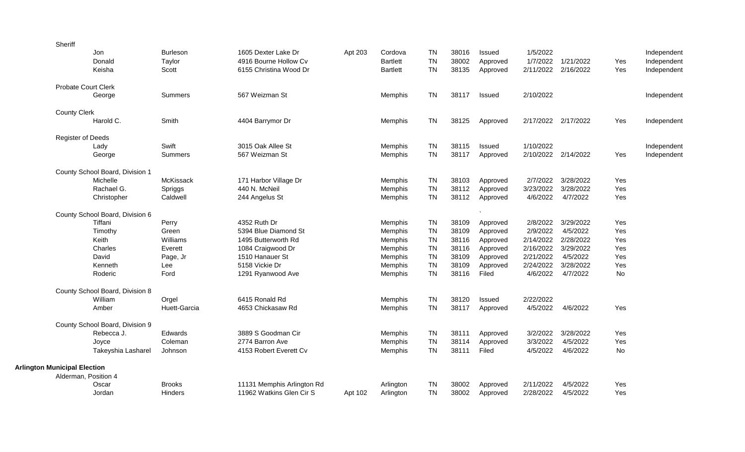| Office / First Name | Last Name | Address | Unit | City | State | Zip | Status | Date 1 | Date 2 | Qualified | Party |
|---|---|---|---|---|---|---|---|---|---|---|---|
| **Sheriff** | | | | | | | | | | | |
| Jon | Burleson | 1605 Dexter Lake Dr | Apt 203 | Cordova | TN | 38016 | Issued | 1/5/2022 | | | Independent |
| Donald | Taylor | 4916 Bourne Hollow Cv | | Bartlett | TN | 38002 | Approved | 1/7/2022 | 1/21/2022 | Yes | Independent |
| Keisha | Scott | 6155 Christina Wood Dr | | Bartlett | TN | 38135 | Approved | 2/11/2022 | 2/16/2022 | Yes | Independent |
| **Probate Court Clerk** | | | | | | | | | | | |
| George | Summers | 567 Weizman St | | Memphis | TN | 38117 | Issued | 2/10/2022 | | | Independent |
| **County Clerk** | | | | | | | | | | | |
| Harold C. | Smith | 4404 Barrymor Dr | | Memphis | TN | 38125 | Approved | 2/17/2022 | 2/17/2022 | Yes | Independent |
| **Register of Deeds** | | | | | | | | | | | |
| Lady | Swift | 3015 Oak Allee St | | Memphis | TN | 38115 | Issued | 1/10/2022 | | | Independent |
| George | Summers | 567 Weizman St | | Memphis | TN | 38117 | Approved | 2/10/2022 | 2/14/2022 | Yes | Independent |
| **County School Board, Division 1** | | | | | | | | | | | |
| Michelle | McKissack | 171 Harbor Village Dr | | Memphis | TN | 38103 | Approved | 2/7/2022 | 3/28/2022 | Yes | |
| Rachael G. | Spriggs | 440 N. McNeil | | Memphis | TN | 38112 | Approved | 3/23/2022 | 3/28/2022 | Yes | |
| Christopher | Caldwell | 244 Angelus St | | Memphis | TN | 38112 | Approved | 4/6/2022 | 4/7/2022 | Yes | |
| **County School Board, Division 6** | | | | | | | | | | | |
| Tiffani | Perry | 4352 Ruth Dr | | Memphis | TN | 38109 | Approved | 2/8/2022 | 3/29/2022 | Yes | |
| Timothy | Green | 5394 Blue Diamond St | | Memphis | TN | 38109 | Approved | 2/9/2022 | 4/5/2022 | Yes | |
| Keith | Williams | 1495 Butterworth Rd | | Memphis | TN | 38116 | Approved | 2/14/2022 | 2/28/2022 | Yes | |
| Charles | Everett | 1084 Craigwood Dr | | Memphis | TN | 38116 | Approved | 2/16/2022 | 3/29/2022 | Yes | |
| David | Page, Jr | 1510 Hanauer St | | Memphis | TN | 38109 | Approved | 2/21/2022 | 4/5/2022 | Yes | |
| Kenneth | Lee | 5158 Vickie Dr | | Memphis | TN | 38109 | Approved | 2/24/2022 | 3/28/2022 | Yes | |
| Roderic | Ford | 1291 Ryanwood Ave | | Memphis | TN | 38116 | Filed | 4/6/2022 | 4/7/2022 | No | |
| **County School Board, Division 8** | | | | | | | | | | | |
| William | Orgel | 6415 Ronald Rd | | Memphis | TN | 38120 | Issued | 2/22/2022 | | | |
| Amber | Huett-Garcia | 4653 Chickasaw Rd | | Memphis | TN | 38117 | Approved | 4/5/2022 | 4/6/2022 | Yes | |
| **County School Board, Division 9** | | | | | | | | | | | |
| Rebecca J. | Edwards | 3889 S Goodman Cir | | Memphis | TN | 38111 | Approved | 3/2/2022 | 3/28/2022 | Yes | |
| Joyce | Coleman | 2774 Barron Ave | | Memphis | TN | 38114 | Approved | 3/3/2022 | 4/5/2022 | Yes | |
| Takeyshia Lasharel | Johnson | 4153 Robert Everett Cv | | Memphis | TN | 38111 | Filed | 4/5/2022 | 4/6/2022 | No | |
| **Arlington Municipal Election** | | | | | | | | | | | |
| **Alderman, Position 4** | | | | | | | | | | | |
| Oscar | Brooks | 11131 Memphis Arlington Rd | | Arlington | TN | 38002 | Approved | 2/11/2022 | 4/5/2022 | Yes | |
| Jordan | Hinders | 11962 Watkins Glen Cir S | Apt 102 | Arlington | TN | 38002 | Approved | 2/28/2022 | 4/5/2022 | Yes | |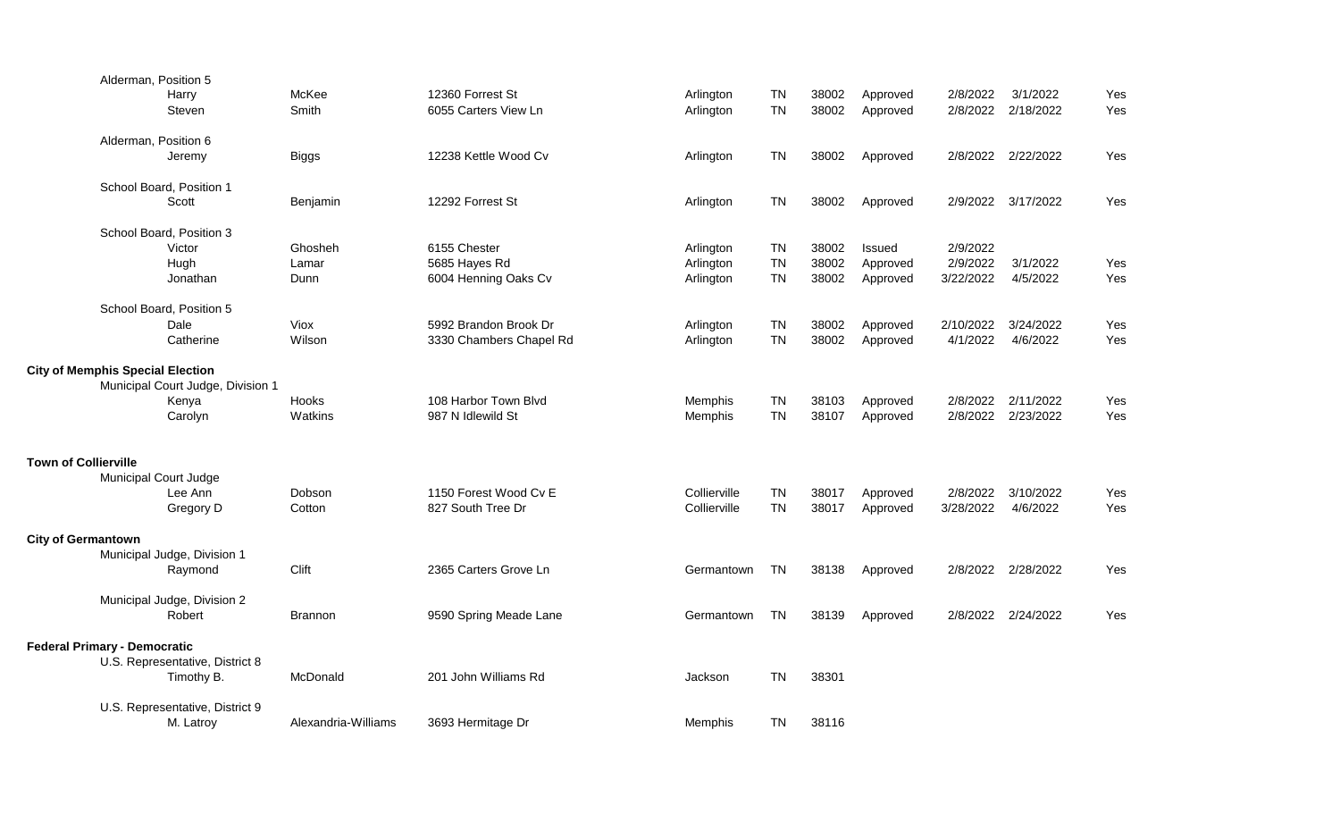| | First Name | Last Name | Address | City | State | Zip | Status | Date Issued | Date Filed | |
|---|---|---|---|---|---|---|---|---|---|---|
| Alderman, Position 5 | | | | | | | | | | |
| | Harry | McKee | 12360 Forrest St | Arlington | TN | 38002 | Approved | 2/8/2022 | 3/1/2022 | Yes |
| | Steven | Smith | 6055 Carters View Ln | Arlington | TN | 38002 | Approved | 2/8/2022 | 2/18/2022 | Yes |
| Alderman, Position 6 | | | | | | | | | | |
| | Jeremy | Biggs | 12238 Kettle Wood Cv | Arlington | TN | 38002 | Approved | 2/8/2022 | 2/22/2022 | Yes |
| School Board, Position 1 | | | | | | | | | | |
| | Scott | Benjamin | 12292 Forrest St | Arlington | TN | 38002 | Approved | 2/9/2022 | 3/17/2022 | Yes |
| School Board, Position 3 | | | | | | | | | | |
| | Victor | Ghosheh | 6155 Chester | Arlington | TN | 38002 | Issued | 2/9/2022 | | |
| | Hugh | Lamar | 5685 Hayes Rd | Arlington | TN | 38002 | Approved | 2/9/2022 | 3/1/2022 | Yes |
| | Jonathan | Dunn | 6004 Henning Oaks Cv | Arlington | TN | 38002 | Approved | 3/22/2022 | 4/5/2022 | Yes |
| School Board, Position 5 | | | | | | | | | | |
| | Dale | Viox | 5992 Brandon Brook Dr | Arlington | TN | 38002 | Approved | 2/10/2022 | 3/24/2022 | Yes |
| | Catherine | Wilson | 3330 Chambers Chapel Rd | Arlington | TN | 38002 | Approved | 4/1/2022 | 4/6/2022 | Yes |
| **City of Memphis Special Election** | | | | | | | | | | |
| Municipal Court Judge, Division 1 | | | | | | | | | | |
| | Kenya | Hooks | 108 Harbor Town Blvd | Memphis | TN | 38103 | Approved | 2/8/2022 | 2/11/2022 | Yes |
| | Carolyn | Watkins | 987 N Idlewild St | Memphis | TN | 38107 | Approved | 2/8/2022 | 2/23/2022 | Yes |
| **Town of Collierville** | | | | | | | | | | |
| Municipal Court Judge | | | | | | | | | | |
| | Lee Ann | Dobson | 1150 Forest Wood Cv E | Collierville | TN | 38017 | Approved | 2/8/2022 | 3/10/2022 | Yes |
| | Gregory D | Cotton | 827 South Tree Dr | Collierville | TN | 38017 | Approved | 3/28/2022 | 4/6/2022 | Yes |
| **City of Germantown** | | | | | | | | | | |
| Municipal Judge, Division 1 | | | | | | | | | | |
| | Raymond | Clift | 2365 Carters Grove Ln | Germantown | TN | 38138 | Approved | 2/8/2022 | 2/28/2022 | Yes |
| Municipal Judge, Division 2 | | | | | | | | | | |
| | Robert | Brannon | 9590 Spring Meade Lane | Germantown | TN | 38139 | Approved | 2/8/2022 | 2/24/2022 | Yes |
| **Federal Primary - Democratic** | | | | | | | | | | |
| U.S. Representative, District 8 | | | | | | | | | | |
| | Timothy B. | McDonald | 201 John Williams Rd | Jackson | TN | 38301 | | | | |
| U.S. Representative, District 9 | | | | | | | | | | |
| | M. Latroy | Alexandria-Williams | 3693 Hermitage Dr | Memphis | TN | 38116 | | | | |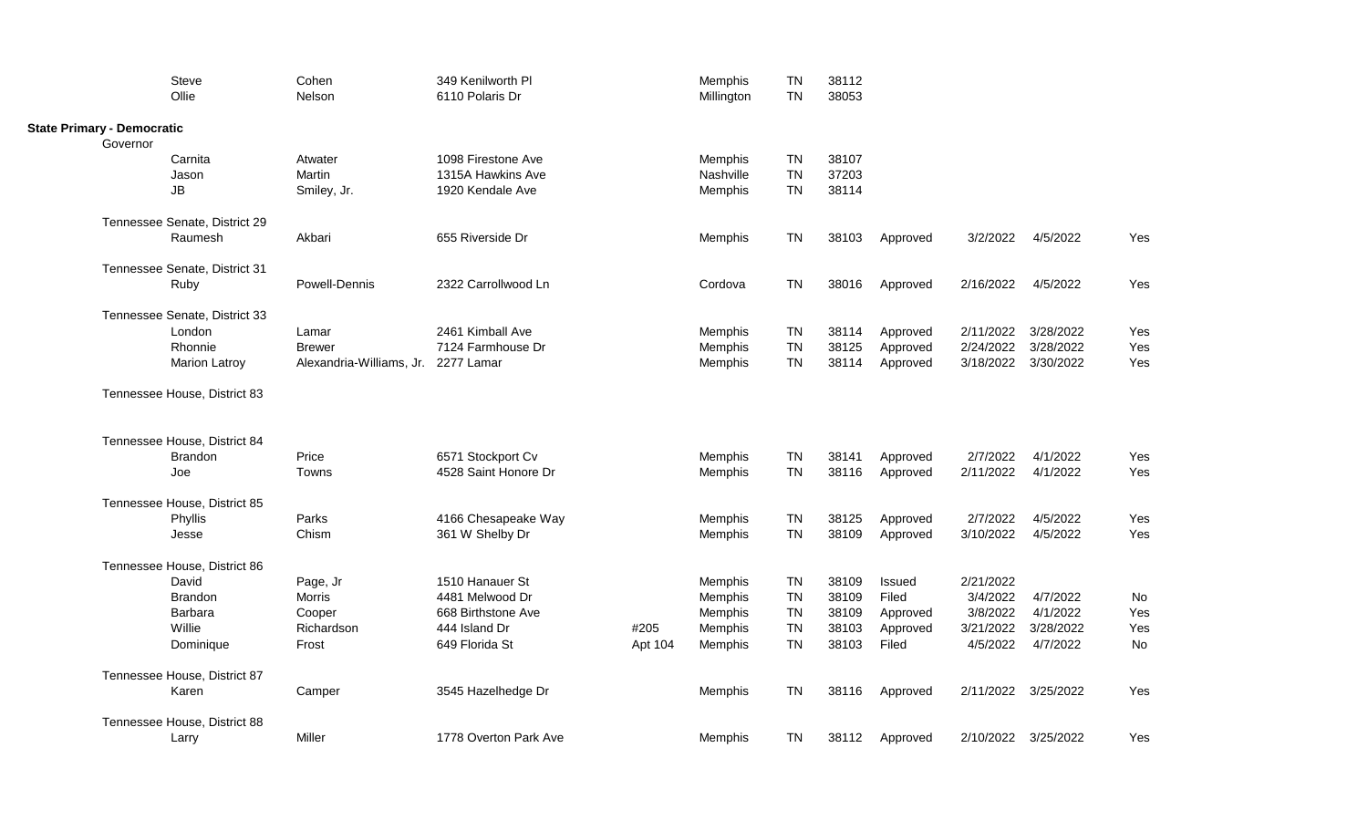| | First Name | Last Name | Address | Unit | City | State | Zip | Status | Date Issued | Date Filed | Qualified |
|---|---|---|---|---|---|---|---|---|---|---|---|
| | Steve | Cohen | 349 Kenilworth Pl | | Memphis | TN | 38112 | | | | |
| | Ollie | Nelson | 6110 Polaris Dr | | Millington | TN | 38053 | | | | |
| **State Primary - Democratic** | | | | | | | | | | | |
| Governor | | | | | | | | | | | |
| | Carnita | Atwater | 1098 Firestone Ave | | Memphis | TN | 38107 | | | | |
| | Jason | Martin | 1315A Hawkins Ave | | Nashville | TN | 37203 | | | | |
| | JB | Smiley, Jr. | 1920 Kendale Ave | | Memphis | TN | 38114 | | | | |
| Tennessee Senate, District 29 | | | | | | | | | | | |
| | Raumesh | Akbari | 655 Riverside Dr | | Memphis | TN | 38103 | Approved | 3/2/2022 | 4/5/2022 | Yes |
| Tennessee Senate, District 31 | | | | | | | | | | | |
| | Ruby | Powell-Dennis | 2322 Carrollwood Ln | | Cordova | TN | 38016 | Approved | 2/16/2022 | 4/5/2022 | Yes |
| Tennessee Senate, District 33 | | | | | | | | | | | |
| | London | Lamar | 2461 Kimball Ave | | Memphis | TN | 38114 | Approved | 2/11/2022 | 3/28/2022 | Yes |
| | Rhonnie | Brewer | 7124 Farmhouse Dr | | Memphis | TN | 38125 | Approved | 2/24/2022 | 3/28/2022 | Yes |
| | Marion Latroy | Alexandria-Williams, Jr. | 2277 Lamar | | Memphis | TN | 38114 | Approved | 3/18/2022 | 3/30/2022 | Yes |
| Tennessee House, District 83 | | | | | | | | | | | |
| Tennessee House, District 84 | | | | | | | | | | | |
| | Brandon | Price | 6571 Stockport Cv | | Memphis | TN | 38141 | Approved | 2/7/2022 | 4/1/2022 | Yes |
| | Joe | Towns | 4528 Saint Honore Dr | | Memphis | TN | 38116 | Approved | 2/11/2022 | 4/1/2022 | Yes |
| Tennessee House, District 85 | | | | | | | | | | | |
| | Phyllis | Parks | 4166 Chesapeake Way | | Memphis | TN | 38125 | Approved | 2/7/2022 | 4/5/2022 | Yes |
| | Jesse | Chism | 361 W Shelby Dr | | Memphis | TN | 38109 | Approved | 3/10/2022 | 4/5/2022 | Yes |
| Tennessee House, District 86 | | | | | | | | | | | |
| | David | Page, Jr | 1510 Hanauer St | | Memphis | TN | 38109 | Issued | 2/21/2022 | | |
| | Brandon | Morris | 4481 Melwood Dr | | Memphis | TN | 38109 | Filed | 3/4/2022 | 4/7/2022 | No |
| | Barbara | Cooper | 668 Birthstone Ave | | Memphis | TN | 38109 | Approved | 3/8/2022 | 4/1/2022 | Yes |
| | Willie | Richardson | 444 Island Dr | #205 | Memphis | TN | 38103 | Approved | 3/21/2022 | 3/28/2022 | Yes |
| | Dominique | Frost | 649 Florida St | Apt 104 | Memphis | TN | 38103 | Filed | 4/5/2022 | 4/7/2022 | No |
| Tennessee House, District 87 | | | | | | | | | | | |
| | Karen | Camper | 3545 Hazelhedge Dr | | Memphis | TN | 38116 | Approved | 2/11/2022 | 3/25/2022 | Yes |
| Tennessee House, District 88 | | | | | | | | | | | |
| | Larry | Miller | 1778 Overton Park Ave | | Memphis | TN | 38112 | Approved | 2/10/2022 | 3/25/2022 | Yes |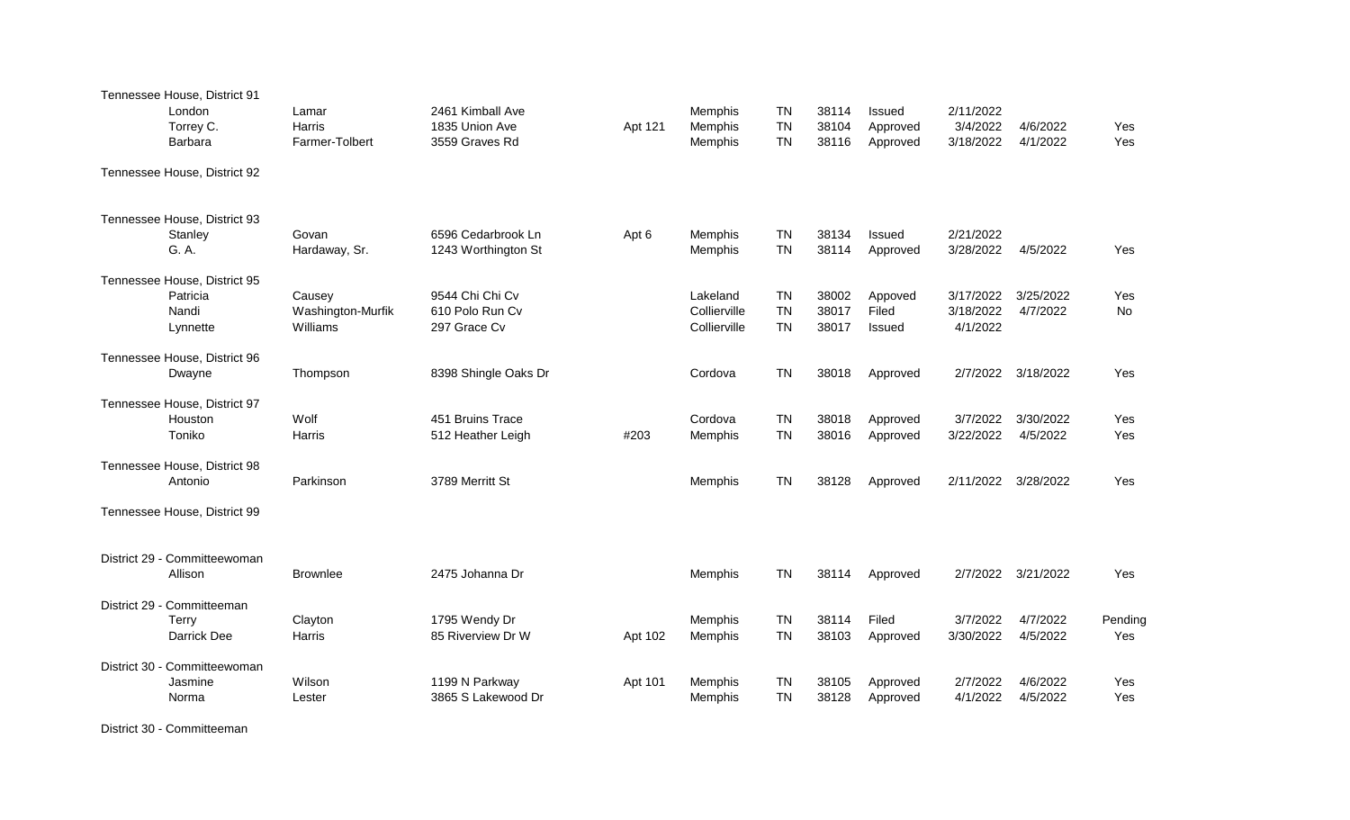| Office | First Name | Last Name | Address | Unit | City | State | Zip | Status | Date 1 | Date 2 | Result |
|---|---|---|---|---|---|---|---|---|---|---|---|
| Tennessee House, District 91 | | | | | | | | | | | |
| | London | Lamar | 2461 Kimball Ave | | Memphis | TN | 38114 | Issued | 2/11/2022 | | |
| | Torrey C. | Harris | 1835 Union Ave | Apt 121 | Memphis | TN | 38104 | Approved | 3/4/2022 | 4/6/2022 | Yes |
| | Barbara | Farmer-Tolbert | 3559 Graves Rd | | Memphis | TN | 38116 | Approved | 3/18/2022 | 4/1/2022 | Yes |
| Tennessee House, District 92 | | | | | | | | | | | |
| Tennessee House, District 93 | | | | | | | | | | | |
| | Stanley | Govan | 6596 Cedarbrook Ln | Apt 6 | Memphis | TN | 38134 | Issued | 2/21/2022 | | |
| | G. A. | Hardaway, Sr. | 1243 Worthington St | | Memphis | TN | 38114 | Approved | 3/28/2022 | 4/5/2022 | Yes |
| Tennessee House, District 95 | | | | | | | | | | | |
| | Patricia | Causey | 9544 Chi Chi Cv | | Lakeland | TN | 38002 | Appoved | 3/17/2022 | 3/25/2022 | Yes |
| | Nandi | Washington-Murfik | 610 Polo Run Cv | | Collierville | TN | 38017 | Filed | 3/18/2022 | 4/7/2022 | No |
| | Lynnette | Williams | 297 Grace Cv | | Collierville | TN | 38017 | Issued | 4/1/2022 | | |
| Tennessee House, District 96 | | | | | | | | | | | |
| | Dwayne | Thompson | 8398 Shingle Oaks Dr | | Cordova | TN | 38018 | Approved | 2/7/2022 | 3/18/2022 | Yes |
| Tennessee House, District 97 | | | | | | | | | | | |
| | Houston | Wolf | 451 Bruins Trace | | Cordova | TN | 38018 | Approved | 3/7/2022 | 3/30/2022 | Yes |
| | Toniko | Harris | 512 Heather Leigh | #203 | Memphis | TN | 38016 | Approved | 3/22/2022 | 4/5/2022 | Yes |
| Tennessee House, District 98 | | | | | | | | | | | |
| | Antonio | Parkinson | 3789 Merritt St | | Memphis | TN | 38128 | Approved | 2/11/2022 | 3/28/2022 | Yes |
| Tennessee House, District 99 | | | | | | | | | | | |
| District 29 - Committeewoman | | | | | | | | | | | |
| | Allison | Brownlee | 2475 Johanna Dr | | Memphis | TN | 38114 | Approved | 2/7/2022 | 3/21/2022 | Yes |
| District 29 - Committeeman | | | | | | | | | | | |
| | Terry | Clayton | 1795 Wendy Dr | | Memphis | TN | 38114 | Filed | 3/7/2022 | 4/7/2022 | Pending |
| | Darrick Dee | Harris | 85 Riverview Dr W | Apt 102 | Memphis | TN | 38103 | Approved | 3/30/2022 | 4/5/2022 | Yes |
| District 30 - Committeewoman | | | | | | | | | | | |
| | Jasmine | Wilson | 1199 N Parkway | Apt 101 | Memphis | TN | 38105 | Approved | 2/7/2022 | 4/6/2022 | Yes |
| | Norma | Lester | 3865 S Lakewood Dr | | Memphis | TN | 38128 | Approved | 4/1/2022 | 4/5/2022 | Yes |
| District 30 - Committeeman | | | | | | | | | | | |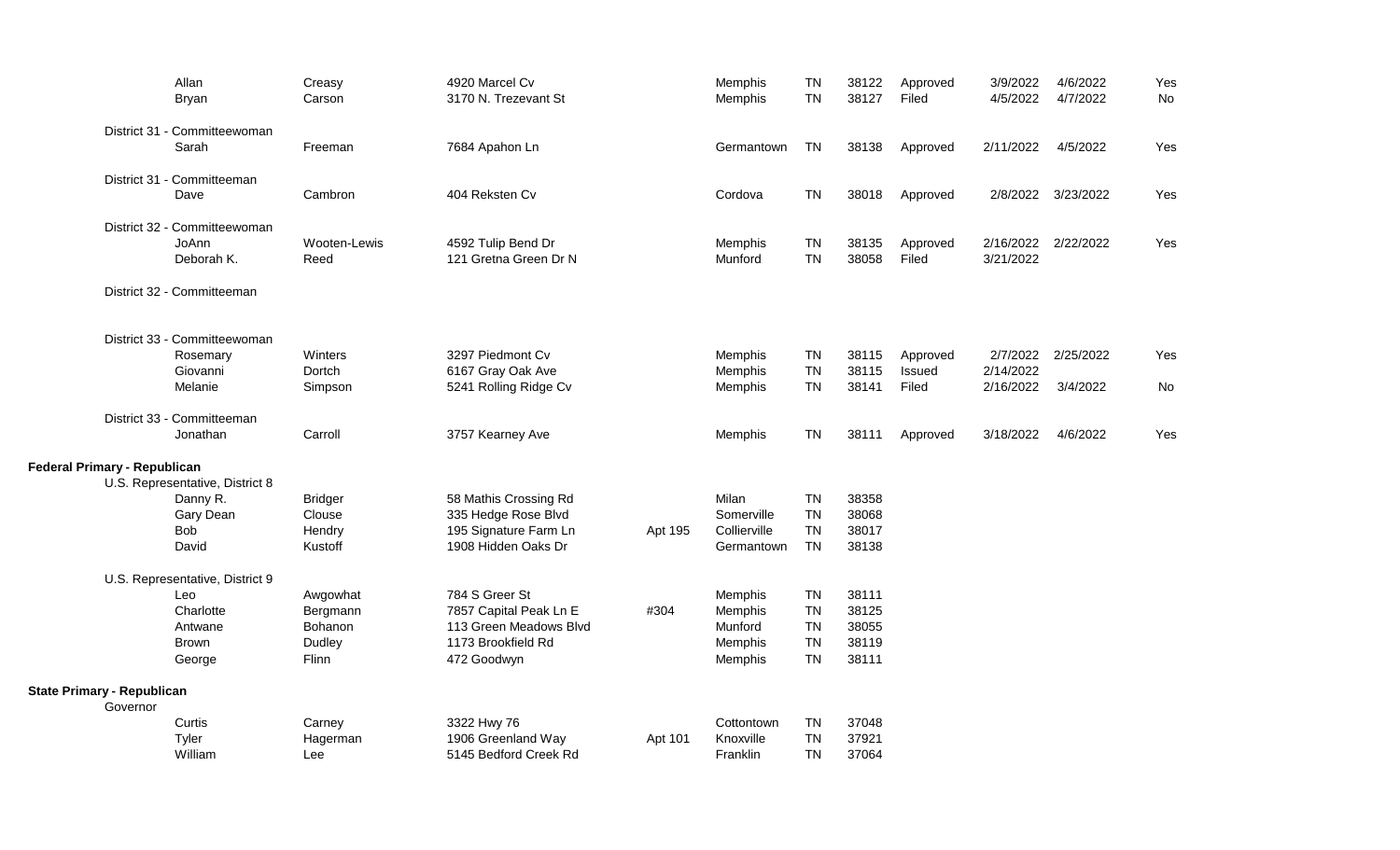| Office | First Name | Last Name | Address | Unit | City | State | Zip | Status | Date 1 | Date 2 | Yes/No |
|---|---|---|---|---|---|---|---|---|---|---|---|
| | Allan | Creasy | 4920 Marcel Cv | | Memphis | TN | 38122 | Approved | 3/9/2022 | 4/6/2022 | Yes |
| | Bryan | Carson | 3170 N. Trezevant St | | Memphis | TN | 38127 | Filed | 4/5/2022 | 4/7/2022 | No |
| District 31 - Committeewoman | | | | | | | | | | | |
| | Sarah | Freeman | 7684 Apahon Ln | | Germantown | TN | 38138 | Approved | 2/11/2022 | 4/5/2022 | Yes |
| District 31 - Committeeman | | | | | | | | | | | |
| | Dave | Cambron | 404 Reksten Cv | | Cordova | TN | 38018 | Approved | 2/8/2022 | 3/23/2022 | Yes |
| District 32 - Committeewoman | | | | | | | | | | | |
| | JoAnn | Wooten-Lewis | 4592 Tulip Bend Dr | | Memphis | TN | 38135 | Approved | 2/16/2022 | 2/22/2022 | Yes |
| | Deborah K. | Reed | 121 Gretna Green Dr N | | Munford | TN | 38058 | Filed | 3/21/2022 | | |
| District 32 - Committeeman | | | | | | | | | | | |
| District 33 - Committeewoman | | | | | | | | | | | |
| | Rosemary | Winters | 3297 Piedmont Cv | | Memphis | TN | 38115 | Approved | 2/7/2022 | 2/25/2022 | Yes |
| | Giovanni | Dortch | 6167 Gray Oak Ave | | Memphis | TN | 38115 | Issued | 2/14/2022 | | |
| | Melanie | Simpson | 5241 Rolling Ridge Cv | | Memphis | TN | 38141 | Filed | 2/16/2022 | 3/4/2022 | No |
| District 33 - Committeeman | | | | | | | | | | | |
| | Jonathan | Carroll | 3757 Kearney Ave | | Memphis | TN | 38111 | Approved | 3/18/2022 | 4/6/2022 | Yes |
| **Federal Primary - Republican** | | | | | | | | | | | |
| U.S. Representative, District 8 | | | | | | | | | | | |
| | Danny R. | Bridger | 58 Mathis Crossing Rd | | Milan | TN | 38358 | | | | |
| | Gary Dean | Clouse | 335 Hedge Rose Blvd | | Somerville | TN | 38068 | | | | |
| | Bob | Hendry | 195 Signature Farm Ln | Apt 195 | Collierville | TN | 38017 | | | | |
| | David | Kustoff | 1908 Hidden Oaks Dr | | Germantown | TN | 38138 | | | | |
| U.S. Representative, District 9 | | | | | | | | | | | |
| | Leo | Awgowhat | 784 S Greer St | | Memphis | TN | 38111 | | | | |
| | Charlotte | Bergmann | 7857 Capital Peak Ln E | #304 | Memphis | TN | 38125 | | | | |
| | Antwane | Bohanon | 113 Green Meadows Blvd | | Munford | TN | 38055 | | | | |
| | Brown | Dudley | 1173 Brookfield Rd | | Memphis | TN | 38119 | | | | |
| | George | Flinn | 472 Goodwyn | | Memphis | TN | 38111 | | | | |
| **State Primary - Republican** | | | | | | | | | | | |
| Governor | | | | | | | | | | | |
| | Curtis | Carney | 3322 Hwy 76 | | Cottontown | TN | 37048 | | | | |
| | Tyler | Hagerman | 1906 Greenland Way | Apt 101 | Knoxville | TN | 37921 | | | | |
| | William | Lee | 5145 Bedford Creek Rd | | Franklin | TN | 37064 | | | | |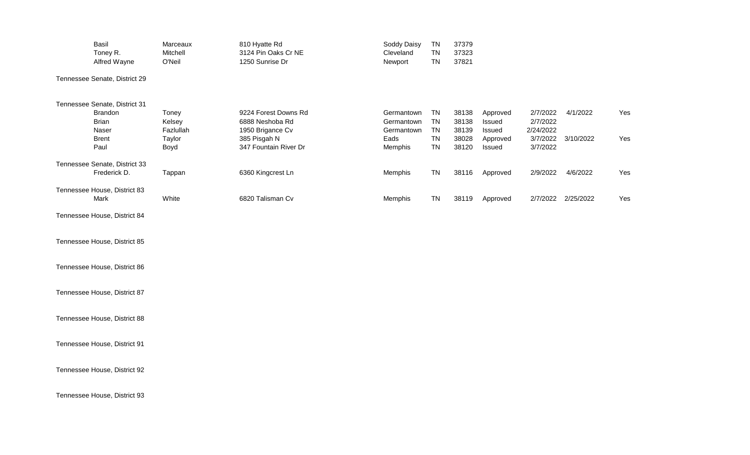| | First Name | Last Name | Address | City | State | Zip | Status | Date 1 | Date 2 | |
|---|---|---|---|---|---|---|---|---|---|---|
| | Basil | Marceaux | 810 Hyatte Rd | Soddy Daisy | TN | 37379 | | | | |
| | Toney R. | Mitchell | 3124 Pin Oaks Cr NE | Cleveland | TN | 37323 | | | | |
| | Alfred Wayne | O'Neil | 1250 Sunrise Dr | Newport | TN | 37821 | | | | |
| Tennessee Senate, District 29 | | | | | | | | | | |
| Tennessee Senate, District 31 | | | | | | | | | | |
| | Brandon | Toney | 9224 Forest Downs Rd | Germantown | TN | 38138 | Approved | 2/7/2022 | 4/1/2022 | Yes |
| | Brian | Kelsey | 6888 Neshoba Rd | Germantown | TN | 38138 | Issued | 2/7/2022 | | |
| | Naser | Fazlullah | 1950 Brigance Cv | Germantown | TN | 38139 | Issued | 2/24/2022 | | |
| | Brent | Taylor | 385 Pisgah N | Eads | TN | 38028 | Approved | 3/7/2022 | 3/10/2022 | Yes |
| | Paul | Boyd | 347 Fountain River Dr | Memphis | TN | 38120 | Issued | 3/7/2022 | | |
| Tennessee Senate, District 33 | | | | | | | | | | |
| | Frederick D. | Tappan | 6360 Kingcrest Ln | Memphis | TN | 38116 | Approved | 2/9/2022 | 4/6/2022 | Yes |
| Tennessee House, District 83 | | | | | | | | | | |
| | Mark | White | 6820 Talisman Cv | Memphis | TN | 38119 | Approved | 2/7/2022 | 2/25/2022 | Yes |
| Tennessee House, District 84 | | | | | | | | | | |
| Tennessee House, District 85 | | | | | | | | | | |
| Tennessee House, District 86 | | | | | | | | | | |
| Tennessee House, District 87 | | | | | | | | | | |
| Tennessee House, District 88 | | | | | | | | | | |
| Tennessee House, District 91 | | | | | | | | | | |
| Tennessee House, District 92 | | | | | | | | | | |
| Tennessee House, District 93 | | | | | | | | | | |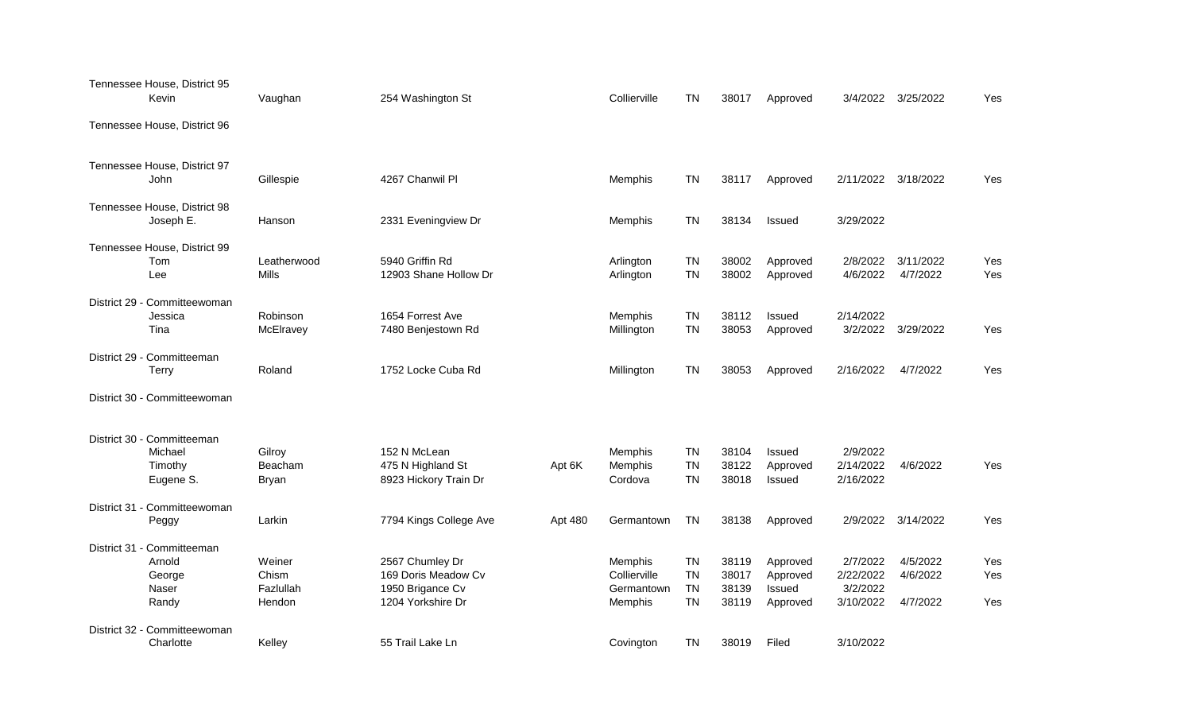| Office / First Name | Last Name | Address | Unit | City | State | Zip | Status | Date 1 | Date 2 | Flag |
|---|---|---|---|---|---|---|---|---|---|---|
| Tennessee House, District 95 | | | | | | | | | | |
| Kevin | Vaughan | 254 Washington St | | Collierville | TN | 38017 | Approved | 3/4/2022 | 3/25/2022 | Yes |
| Tennessee House, District 96 | | | | | | | | | | |
| Tennessee House, District 97 | | | | | | | | | | |
| John | Gillespie | 4267 Chanwil Pl | | Memphis | TN | 38117 | Approved | 2/11/2022 | 3/18/2022 | Yes |
| Tennessee House, District 98 | | | | | | | | | | |
| Joseph E. | Hanson | 2331 Eveningview Dr | | Memphis | TN | 38134 | Issued | 3/29/2022 | | |
| Tennessee House, District 99 | | | | | | | | | | |
| Tom | Leatherwood | 5940 Griffin Rd | | Arlington | TN | 38002 | Approved | 2/8/2022 | 3/11/2022 | Yes |
| Lee | Mills | 12903 Shane Hollow Dr | | Arlington | TN | 38002 | Approved | 4/6/2022 | 4/7/2022 | Yes |
| District 29 - Committeewoman | | | | | | | | | | |
| Jessica | Robinson | 1654 Forrest Ave | | Memphis | TN | 38112 | Issued | 2/14/2022 | | |
| Tina | McElravey | 7480 Benjestown Rd | | Millington | TN | 38053 | Approved | 3/2/2022 | 3/29/2022 | Yes |
| District 29 - Committeeman | | | | | | | | | | |
| Terry | Roland | 1752 Locke Cuba Rd | | Millington | TN | 38053 | Approved | 2/16/2022 | 4/7/2022 | Yes |
| District 30 - Committeewoman | | | | | | | | | | |
| District 30 - Committeeman | | | | | | | | | | |
| Michael | Gilroy | 152 N McLean | | Memphis | TN | 38104 | Issued | 2/9/2022 | | |
| Timothy | Beacham | 475 N Highland St | Apt 6K | Memphis | TN | 38122 | Approved | 2/14/2022 | 4/6/2022 | Yes |
| Eugene S. | Bryan | 8923 Hickory Train Dr | | Cordova | TN | 38018 | Issued | 2/16/2022 | | |
| District 31 - Committeewoman | | | | | | | | | | |
| Peggy | Larkin | 7794 Kings College Ave | Apt 480 | Germantown | TN | 38138 | Approved | 2/9/2022 | 3/14/2022 | Yes |
| District 31 - Committeeman | | | | | | | | | | |
| Arnold | Weiner | 2567 Chumley Dr | | Memphis | TN | 38119 | Approved | 2/7/2022 | 4/5/2022 | Yes |
| George | Chism | 169 Doris Meadow Cv | | Collierville | TN | 38017 | Approved | 2/22/2022 | 4/6/2022 | Yes |
| Naser | Fazlullah | 1950 Brigance Cv | | Germantown | TN | 38139 | Issued | 3/2/2022 | | |
| Randy | Hendon | 1204 Yorkshire Dr | | Memphis | TN | 38119 | Approved | 3/10/2022 | 4/7/2022 | Yes |
| District 32 - Committeewoman | | | | | | | | | | |
| Charlotte | Kelley | 55 Trail Lake Ln | | Covington | TN | 38019 | Filed | 3/10/2022 | | |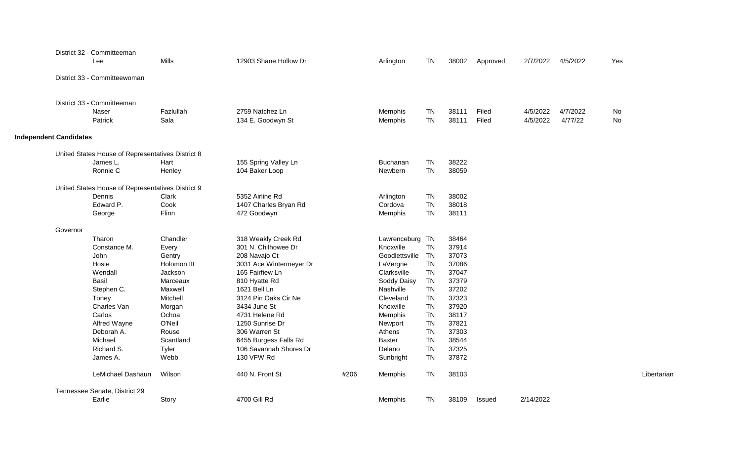District 32 - Committeeman

| First Name | Last Name | Address | Unit | City | State | Zip | Status | Date 1 | Date 2 | Flag | Party |
|---|---|---|---|---|---|---|---|---|---|---|---|
| Lee | Mills | 12903 Shane Hollow Dr | | Arlington | TN | 38002 | Approved | 2/7/2022 | 4/5/2022 | Yes | |

District 33 - Committeewoman

District 33 - Committeeman

| First Name | Last Name | Address | Unit | City | State | Zip | Status | Date 1 | Date 2 | Flag | Party |
|---|---|---|---|---|---|---|---|---|---|---|---|
| Naser | Fazlullah | 2759 Natchez Ln | | Memphis | TN | 38111 | Filed | 4/5/2022 | 4/7/2022 | No | |
| Patrick | Sala | 134 E. Goodwyn St | | Memphis | TN | 38111 | Filed | 4/5/2022 | 4/77/22 | No | |

**Independent Candidates**

United States House of Representatives District 8

| First Name | Last Name | Address | Unit | City | State | Zip | Status | Date 1 | Date 2 | Flag | Party |
|---|---|---|---|---|---|---|---|---|---|---|---|
| James L. | Hart | 155 Spring Valley Ln | | Buchanan | TN | 38222 | | | | | |
| Ronnie C | Henley | 104 Baker Loop | | Newbern | TN | 38059 | | | | | |

United States House of Representatives District 9

| First Name | Last Name | Address | Unit | City | State | Zip | Status | Date 1 | Date 2 | Flag | Party |
|---|---|---|---|---|---|---|---|---|---|---|---|
| Dennis | Clark | 5352 Airline Rd | | Arlington | TN | 38002 | | | | | |
| Edward P. | Cook | 1407 Charles Bryan Rd | | Cordova | TN | 38018 | | | | | |
| George | Flinn | 472 Goodwyn | | Memphis | TN | 38111 | | | | | |

Governor

| First Name | Last Name | Address | Unit | City | State | Zip | Status | Date 1 | Date 2 | Flag | Party |
|---|---|---|---|---|---|---|---|---|---|---|---|
| Tharon | Chandler | 318 Weakly Creek Rd | | Lawrenceburg | TN | 38464 | | | | | |
| Constance M. | Every | 301 N. Chilhowee Dr | | Knoxville | TN | 37914 | | | | | |
| John | Gentry | 208 Navajo Ct | | Goodlettsville | TN | 37073 | | | | | |
| Hosie | Holomon III | 3031 Ace Wintermeyer Dr | | LaVergne | TN | 37086 | | | | | |
| Wendall | Jackson | 165 Fairfiew Ln | | Clarksville | TN | 37047 | | | | | |
| Basil | Marceaux | 810 Hyatte Rd | | Soddy Daisy | TN | 37379 | | | | | |
| Stephen C. | Maxwell | 1621 Bell Ln | | Nashville | TN | 37202 | | | | | |
| Toney | Mitchell | 3124 Pin Oaks Cir Ne | | Cleveland | TN | 37323 | | | | | |
| Charles Van | Morgan | 3434 June St | | Knoxville | TN | 37920 | | | | | |
| Carlos | Ochoa | 4731 Helene Rd | | Memphis | TN | 38117 | | | | | |
| Alfred Wayne | O'Neil | 1250 Sunrise Dr | | Newport | TN | 37821 | | | | | |
| Deborah A. | Rouse | 306 Warren St | | Athens | TN | 37303 | | | | | |
| Michael | Scantland | 6455 Burgess Falls Rd | | Baxter | TN | 38544 | | | | | |
| Richard S. | Tyler | 106 Savannah Shores Dr | | Delano | TN | 37325 | | | | | |
| James A. | Webb | 130 VFW Rd | | Sunbright | TN | 37872 | | | | | |
| LeMichael Dashaun | Wilson | 440 N. Front St | #206 | Memphis | TN | 38103 | | | | | Libertarian |

Tennessee Senate, District 29

| First Name | Last Name | Address | Unit | City | State | Zip | Status | Date 1 | Date 2 | Flag | Party |
|---|---|---|---|---|---|---|---|---|---|---|---|
| Earlie | Story | 4700 Gill Rd | | Memphis | TN | 38109 | Issued | 2/14/2022 | | | |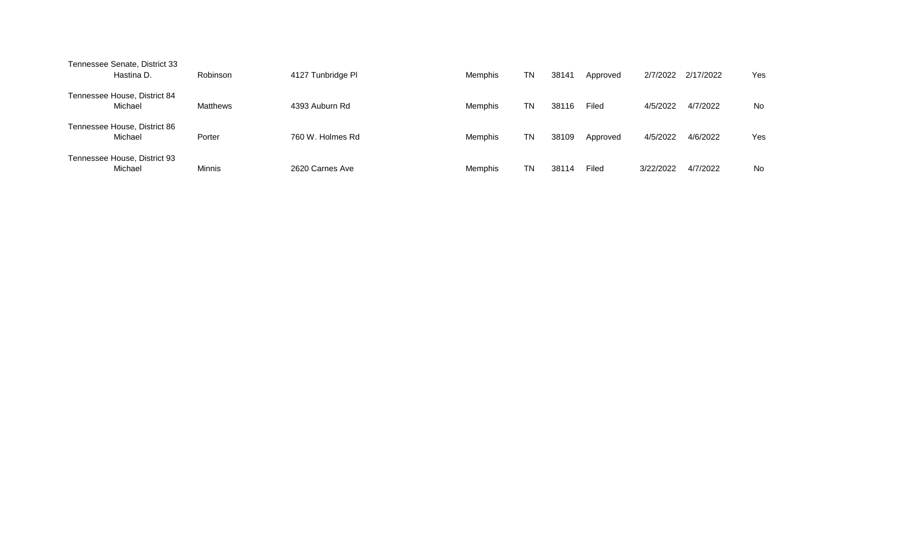| | | | | | | | | | |
|---|---|---|---|---|---|---|---|---|---|
| Tennessee Senate, District 33 | | | | | | | | | |
| Hastina D. | Robinson | 4127 Tunbridge Pl | Memphis | TN | 38141 | Approved | 2/7/2022 | 2/17/2022 | Yes |
| Tennessee House, District 84 | | | | | | | | | |
| Michael | Matthews | 4393 Auburn Rd | Memphis | TN | 38116 | Filed | 4/5/2022 | 4/7/2022 | No |
| Tennessee House, District 86 | | | | | | | | | |
| Michael | Porter | 760 W. Holmes Rd | Memphis | TN | 38109 | Approved | 4/5/2022 | 4/6/2022 | Yes |
| Tennessee House, District 93 | | | | | | | | | |
| Michael | Minnis | 2620 Carnes Ave | Memphis | TN | 38114 | Filed | 3/22/2022 | 4/7/2022 | No |